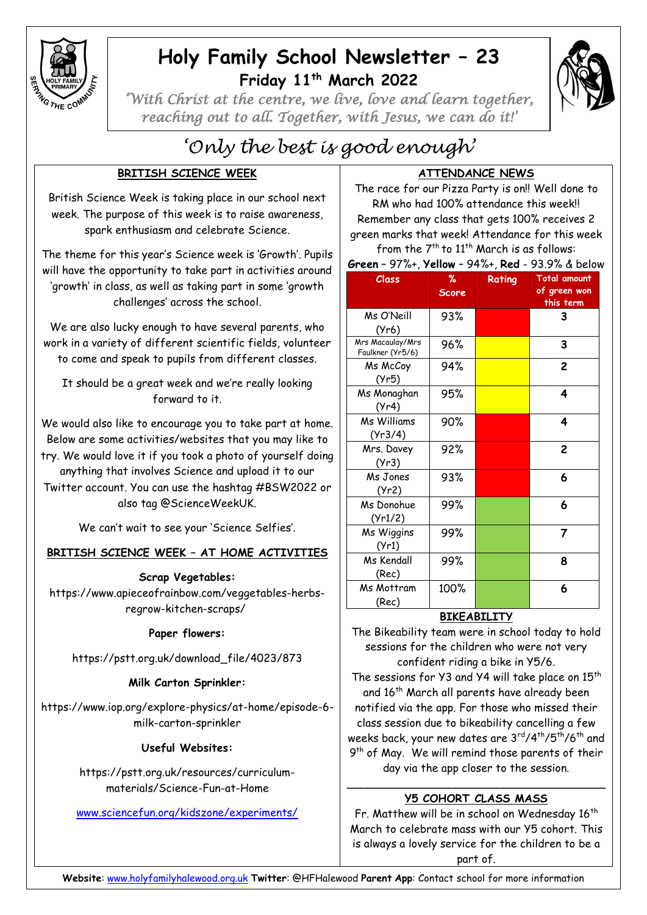# Holy Family School Newsletter – 23

**Friday 11th March 2022**

*'With Christ at the centre, we live, love and learn together, reaching out to all. Together, with Jesus, we can do it!'*

*'Only the best is good enough'*

## BRITISH SCIENCE WEEK

British Science Week is taking place in our school next week. The purpose of this week is to raise awareness, spark enthusiasm and celebrate Science.

The theme for this year's Science week is 'Growth'. Pupils will have the opportunity to take part in activities around 'growth' in class, as well as taking part in some 'growth challenges' across the school.

We are also lucky enough to have several parents, who work in a variety of different scientific fields, volunteer to come and speak to pupils from different classes.

It should be a great week and we're really looking forward to it.

We would also like to encourage you to take part at home. Below are some activities/websites that you may like to try. We would love it if you took a photo of yourself doing anything that involves Science and upload it to our Twitter account. You can use the hashtag #BSW2022 or also tag @ScienceWeekUK.

We can't wait to see your 'Science Selfies'.

## BRITISH SCIENCE WEEK – AT HOME ACTIVITIES

**Scrap Vegetables:**

https://www.apieceofrainbow.com/veggetables-herbs-regrow-kitchen-scraps/

**Paper flowers:**

https://pstt.org.uk/download_file/4023/873

**Milk Carton Sprinkler:**

https://www.iop.org/explore-physics/at-home/episode-6-milk-carton-sprinkler

**Useful Websites:**

https://pstt.org.uk/resources/curriculum-materials/Science-Fun-at-Home

www.sciencefun.org/kidszone/experiments/

## ATTENDANCE NEWS

The race for our Pizza Party is on!! Well done to RM who had 100% attendance this week!! Remember any class that gets 100% receives 2 green marks that week! Attendance for this week from the 7th to 11th March is as follows:

**Green** – 97%+, **Yellow** – 94%+, **Red** - 93.9% & below

| Class | % Score | Rating | Total amount of green won this term |
|---|---|---|---|
| Ms O'Neill (Yr6) | 93% | Red | 3 |
| Mrs Macaulay/Mrs Faulkner (Yr5/6) | 96% | Yellow | 3 |
| Ms McCoy (Yr5) | 94% | Yellow | 2 |
| Ms Monaghan (Yr4) | 95% | Yellow | 4 |
| Ms Williams (Yr3/4) | 90% | Red | 4 |
| Mrs. Davey (Yr3) | 92% | Red | 2 |
| Ms Jones (Yr2) | 93% | Red | 6 |
| Ms Donohue (Yr1/2) | 99% | Green | 6 |
| Ms Wiggins (Yr1) | 99% | Green | 7 |
| Ms Kendall (Rec) | 99% | Green | 8 |
| Ms Mottram (Rec) | 100% | Green | 6 |

## BIKEABILITY

The Bikeability team were in school today to hold sessions for the children who were not very confident riding a bike in Y5/6.

The sessions for Y3 and Y4 will take place on 15th and 16th March all parents have already been notified via the app. For those who missed their class session due to bikeability cancelling a few weeks back, your new dates are 3rd/4th/5th/6th and 9th of May. We will remind those parents of their day via the app closer to the session.

## Y5 COHORT CLASS MASS

Fr. Matthew will be in school on Wednesday 16th March to celebrate mass with our Y5 cohort. This is always a lovely service for the children to be a part of.

**Website**: www.holyfamilyhalewood.org.uk **Twitter**: @HFHalewood **Parent App**: Contact school for more information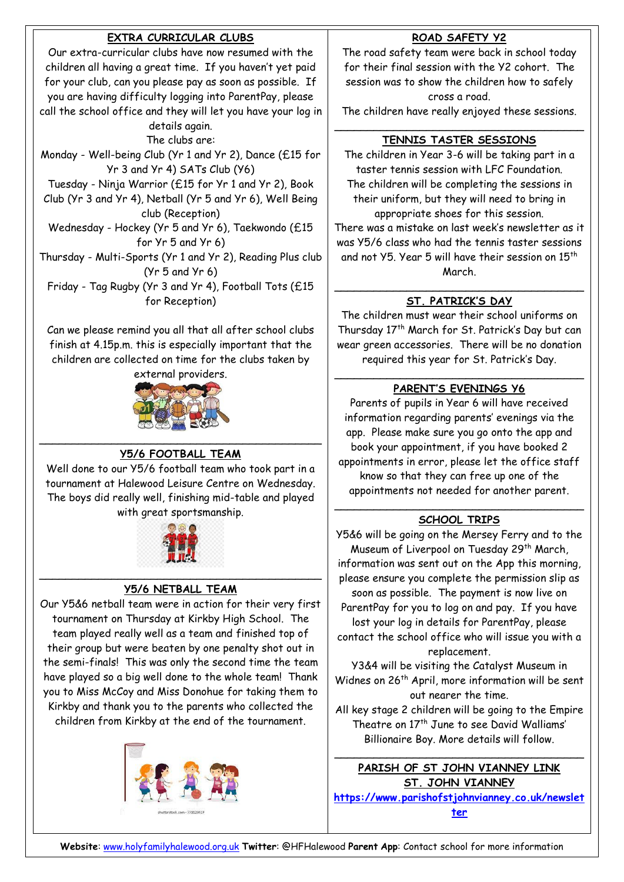## EXTRA CURRICULAR CLUBS

Our extra-curricular clubs have now resumed with the children all having a great time. If you haven't yet paid for your club, can you please pay as soon as possible. If you are having difficulty logging into ParentPay, please call the school office and they will let you have your log in details again.

The clubs are:

Monday - Well-being Club (Yr 1 and Yr 2), Dance (£15 for Yr 3 and Yr 4) SATs Club (Y6)

Tuesday - Ninja Warrior (£15 for Yr 1 and Yr 2), Book Club (Yr 3 and Yr 4), Netball (Yr 5 and Yr 6), Well Being club (Reception)

Wednesday - Hockey (Yr 5 and Yr 6), Taekwondo (£15 for Yr 5 and Yr 6)

Thursday - Multi-Sports (Yr 1 and Yr 2), Reading Plus club (Yr 5 and Yr 6)

Friday - Tag Rugby (Yr 3 and Yr 4), Football Tots (£15 for Reception)

Can we please remind you all that all after school clubs finish at 4.15p.m. this is especially important that the children are collected on time for the clubs taken by external providers.

## Y5/6 FOOTBALL TEAM

Well done to our Y5/6 football team who took part in a tournament at Halewood Leisure Centre on Wednesday. The boys did really well, finishing mid-table and played with great sportsmanship.

## Y5/6 NETBALL TEAM

Our Y5&6 netball team were in action for their very first tournament on Thursday at Kirkby High School. The team played really well as a team and finished top of their group but were beaten by one penalty shot out in the semi-finals! This was only the second time the team have played so a big well done to the whole team! Thank you to Miss McCoy and Miss Donohue for taking them to Kirkby and thank you to the parents who collected the children from Kirkby at the end of the tournament.

## ROAD SAFETY Y2

The road safety team were back in school today for their final session with the Y2 cohort. The session was to show the children how to safely cross a road.

The children have really enjoyed these sessions.

## TENNIS TASTER SESSIONS

The children in Year 3-6 will be taking part in a taster tennis session with LFC Foundation. The children will be completing the sessions in their uniform, but they will need to bring in appropriate shoes for this session.

There was a mistake on last week's newsletter as it was Y5/6 class who had the tennis taster sessions and not Y5. Year 5 will have their session on 15th March.

## ST. PATRICK'S DAY

The children must wear their school uniforms on Thursday 17th March for St. Patrick's Day but can wear green accessories. There will be no donation required this year for St. Patrick's Day.

## PARENT'S EVENINGS Y6

Parents of pupils in Year 6 will have received information regarding parents' evenings via the app. Please make sure you go onto the app and book your appointment, if you have booked 2 appointments in error, please let the office staff know so that they can free up one of the appointments not needed for another parent.

## SCHOOL TRIPS

Y5&6 will be going on the Mersey Ferry and to the Museum of Liverpool on Tuesday 29th March, information was sent out on the App this morning, please ensure you complete the permission slip as soon as possible. The payment is now live on ParentPay for you to log on and pay. If you have lost your log in details for ParentPay, please contact the school office who will issue you with a replacement.

Y3&4 will be visiting the Catalyst Museum in Widnes on 26th April, more information will be sent out nearer the time.

All key stage 2 children will be going to the Empire Theatre on 17th June to see David Walliams' Billionaire Boy. More details will follow.

## PARISH OF ST JOHN VIANNEY LINK

## ST. JOHN VIANNEY

https://www.parishofstjohnvianney.co.uk/newsletter

**Website**: www.holyfamilyhalewood.org.uk **Twitter**: @HFHalewood **Parent App**: Contact school for more information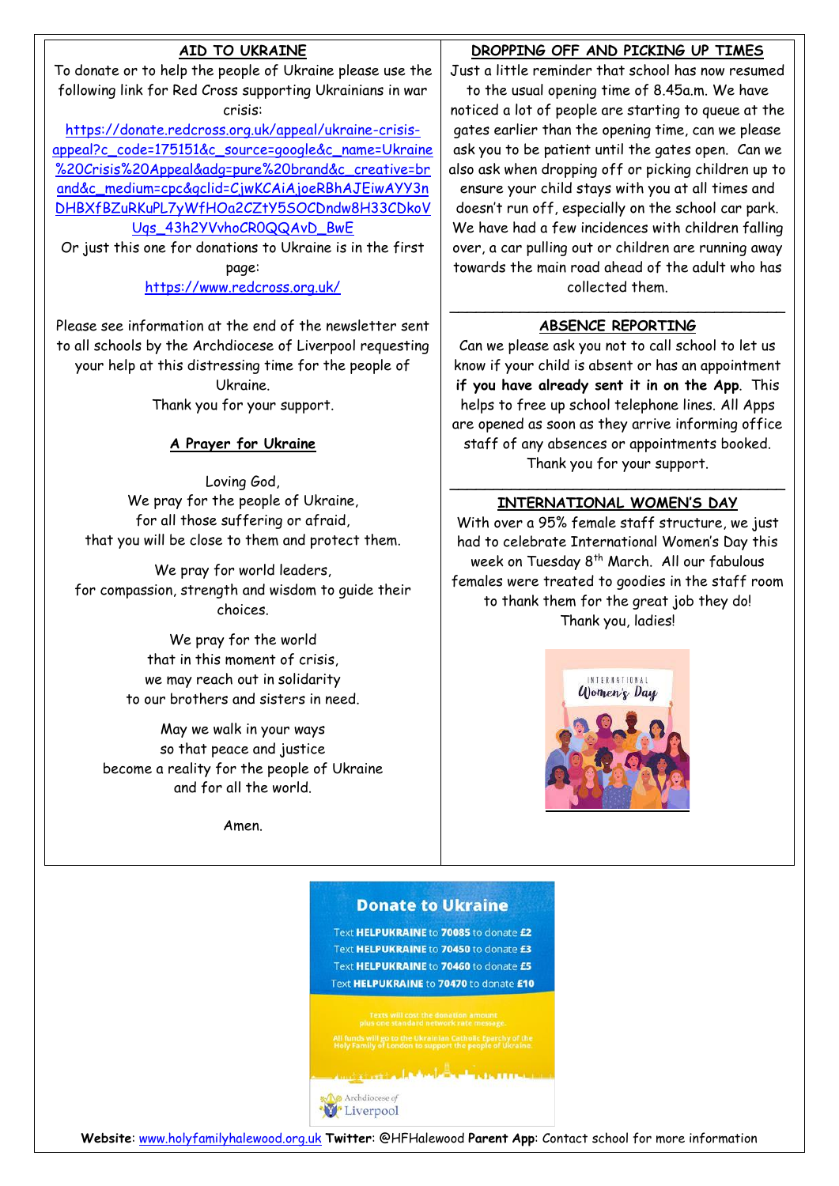## AID TO UKRAINE

To donate or to help the people of Ukraine please use the following link for Red Cross supporting Ukrainians in war crisis:

https://donate.redcross.org.uk/appeal/ukraine-crisis-appeal?c_code=175151&c_source=google&c_name=Ukraine%20Crisis%20Appeal&adg=pure%20brand&c_creative=brand&c_medium=cpc&gclid=CjwKCAiAjoeRBhAJEiwAYY3nDHBXfBZuRKuPL7yWfHOa2CZtY5SOCDndw8H33CDkoVUqs_43h2YVvhoCR0QQAvD_BwE

Or just this one for donations to Ukraine is in the first page:

https://www.redcross.org.uk/

Please see information at the end of the newsletter sent to all schools by the Archdiocese of Liverpool requesting your help at this distressing time for the people of Ukraine.

Thank you for your support.

## A Prayer for Ukraine

Loving God,
We pray for the people of Ukraine,
for all those suffering or afraid,
that you will be close to them and protect them.

We pray for world leaders,
for compassion, strength and wisdom to guide their choices.

We pray for the world
that in this moment of crisis,
we may reach out in solidarity
to our brothers and sisters in need.

May we walk in your ways
so that peace and justice
become a reality for the people of Ukraine
and for all the world.

Amen.

## DROPPING OFF AND PICKING UP TIMES

Just a little reminder that school has now resumed to the usual opening time of 8.45a.m. We have noticed a lot of people are starting to queue at the gates earlier than the opening time, can we please ask you to be patient until the gates open. Can we also ask when dropping off or picking children up to ensure your child stays with you at all times and doesn't run off, especially on the school car park. We have had a few incidences with children falling over, a car pulling out or children are running away towards the main road ahead of the adult who has collected them.

## ABSENCE REPORTING

Can we please ask you not to call school to let us know if your child is absent or has an appointment **if you have already sent it in on the App**. This helps to free up school telephone lines. All Apps are opened as soon as they arrive informing office staff of any absences or appointments booked.

Thank you for your support.

## INTERNATIONAL WOMEN'S DAY

With over a 95% female staff structure, we just had to celebrate International Women's Day this week on Tuesday 8th March. All our fabulous females were treated to goodies in the staff room to thank them for the great job they do!

Thank you, ladies!

## Donate to Ukraine

Text **HELPUKRAINE** to **70085** to donate **£2**
Text **HELPUKRAINE** to **70450** to donate **£3**
Text **HELPUKRAINE** to **70460** to donate **£5**
Text **HELPUKRAINE** to **70470** to donate **£10**

Texts will cost the donation amount plus one standard network rate message.

All funds will go to the Ukrainian Catholic Eparchy of the Holy Family of London to support the people of Ukraine.

Archdiocese of Liverpool

**Website**: www.holyfamilyhalewood.org.uk **Twitter**: @HFHalewood **Parent App**: Contact school for more information